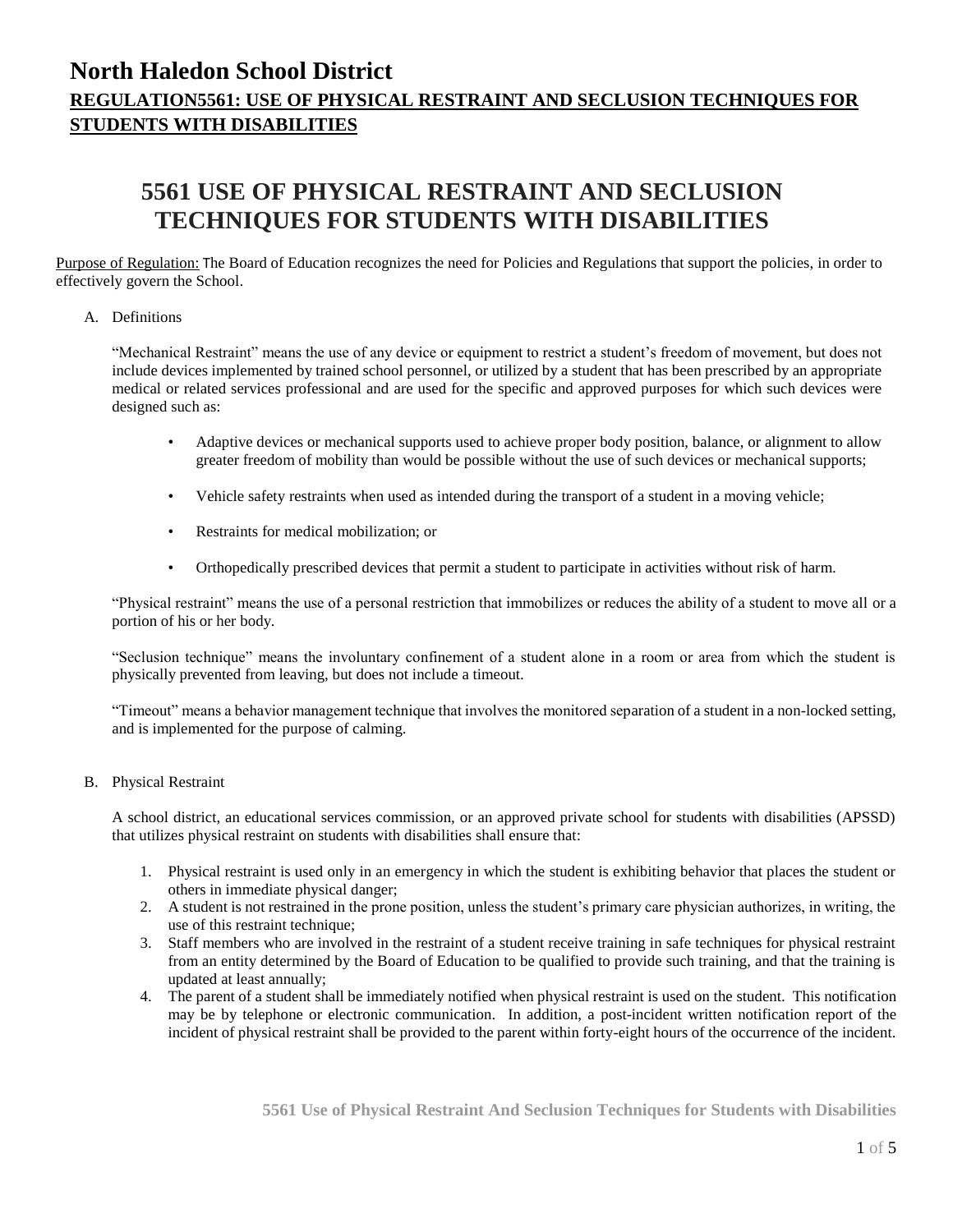# North Haledon School District

## REGULATION5561: USE OF PHYSICAL RESTRAINT AND SECLUSION TECHNIQUES FOR STUDENTS WITH DISABILITIES

# 5561 USE OF PHYSICAL RESTRAINT AND SECLUSION TECHNIQUES FOR STUDENTS WITH DISABILITIES

Purpose of Regulation: The Board of Education recognizes the need for Policies and Regulations that support the policies, in order to effectively govern the School.

A. Definitions

"Mechanical Restraint" means the use of any device or equipment to restrict a student's freedom of movement, but does not include devices implemented by trained school personnel, or utilized by a student that has been prescribed by an appropriate medical or related services professional and are used for the specific and approved purposes for which such devices were designed such as:

- Adaptive devices or mechanical supports used to achieve proper body position, balance, or alignment to allow greater freedom of mobility than would be possible without the use of such devices or mechanical supports;
- Vehicle safety restraints when used as intended during the transport of a student in a moving vehicle;
- Restraints for medical mobilization; or
- Orthopedically prescribed devices that permit a student to participate in activities without risk of harm.

"Physical restraint" means the use of a personal restriction that immobilizes or reduces the ability of a student to move all or a portion of his or her body.

"Seclusion technique" means the involuntary confinement of a student alone in a room or area from which the student is physically prevented from leaving, but does not include a timeout.

"Timeout" means a behavior management technique that involves the monitored separation of a student in a non-locked setting, and is implemented for the purpose of calming.

B. Physical Restraint

A school district, an educational services commission, or an approved private school for students with disabilities (APSSD) that utilizes physical restraint on students with disabilities shall ensure that:

1. Physical restraint is used only in an emergency in which the student is exhibiting behavior that places the student or others in immediate physical danger;
2. A student is not restrained in the prone position, unless the student's primary care physician authorizes, in writing, the use of this restraint technique;
3. Staff members who are involved in the restraint of a student receive training in safe techniques for physical restraint from an entity determined by the Board of Education to be qualified to provide such training, and that the training is updated at least annually;
4. The parent of a student shall be immediately notified when physical restraint is used on the student. This notification may be by telephone or electronic communication. In addition, a post-incident written notification report of the incident of physical restraint shall be provided to the parent within forty-eight hours of the occurrence of the incident.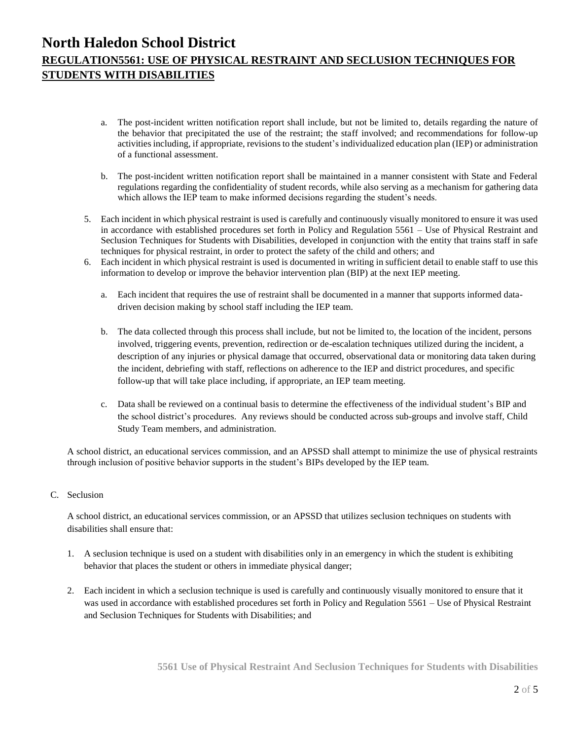a. The post-incident written notification report shall include, but not be limited to, details regarding the nature of the behavior that precipitated the use of the restraint; the staff involved; and recommendations for follow-up activities including, if appropriate, revisions to the student's individualized education plan (IEP) or administration of a functional assessment.

b. The post-incident written notification report shall be maintained in a manner consistent with State and Federal regulations regarding the confidentiality of student records, while also serving as a mechanism for gathering data which allows the IEP team to make informed decisions regarding the student's needs.

5. Each incident in which physical restraint is used is carefully and continuously visually monitored to ensure it was used in accordance with established procedures set forth in Policy and Regulation 5561 – Use of Physical Restraint and Seclusion Techniques for Students with Disabilities, developed in conjunction with the entity that trains staff in safe techniques for physical restraint, in order to protect the safety of the child and others; and

6. Each incident in which physical restraint is used is documented in writing in sufficient detail to enable staff to use this information to develop or improve the behavior intervention plan (BIP) at the next IEP meeting.

   a. Each incident that requires the use of restraint shall be documented in a manner that supports informed data-driven decision making by school staff including the IEP team.

   b. The data collected through this process shall include, but not be limited to, the location of the incident, persons involved, triggering events, prevention, redirection or de-escalation techniques utilized during the incident, a description of any injuries or physical damage that occurred, observational data or monitoring data taken during the incident, debriefing with staff, reflections on adherence to the IEP and district procedures, and specific follow-up that will take place including, if appropriate, an IEP team meeting.

   c. Data shall be reviewed on a continual basis to determine the effectiveness of the individual student's BIP and the school district's procedures. Any reviews should be conducted across sub-groups and involve staff, Child Study Team members, and administration.

A school district, an educational services commission, and an APSSD shall attempt to minimize the use of physical restraints through inclusion of positive behavior supports in the student's BIPs developed by the IEP team.

C. Seclusion

A school district, an educational services commission, or an APSSD that utilizes seclusion techniques on students with disabilities shall ensure that:

1. A seclusion technique is used on a student with disabilities only in an emergency in which the student is exhibiting behavior that places the student or others in immediate physical danger;

2. Each incident in which a seclusion technique is used is carefully and continuously visually monitored to ensure that it was used in accordance with established procedures set forth in Policy and Regulation 5561 – Use of Physical Restraint and Seclusion Techniques for Students with Disabilities; and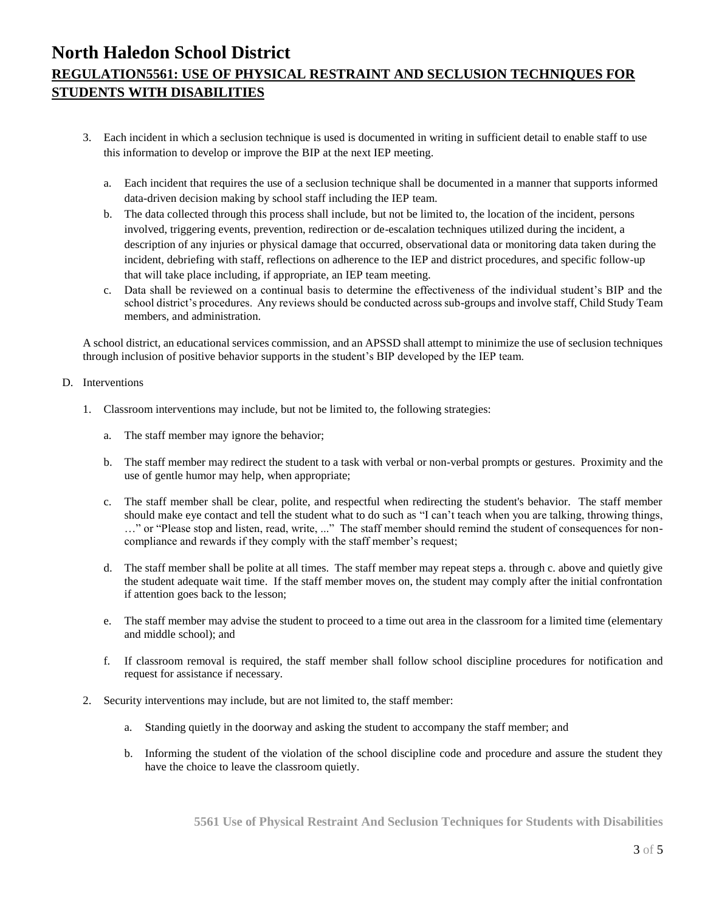# North Haledon School District

## REGULATION5561: USE OF PHYSICAL RESTRAINT AND SECLUSION TECHNIQUES FOR STUDENTS WITH DISABILITIES

3. Each incident in which a seclusion technique is used is documented in writing in sufficient detail to enable staff to use this information to develop or improve the BIP at the next IEP meeting.

   a. Each incident that requires the use of a seclusion technique shall be documented in a manner that supports informed data-driven decision making by school staff including the IEP team.

   b. The data collected through this process shall include, but not be limited to, the location of the incident, persons involved, triggering events, prevention, redirection or de-escalation techniques utilized during the incident, a description of any injuries or physical damage that occurred, observational data or monitoring data taken during the incident, debriefing with staff, reflections on adherence to the IEP and district procedures, and specific follow-up that will take place including, if appropriate, an IEP team meeting.

   c. Data shall be reviewed on a continual basis to determine the effectiveness of the individual student's BIP and the school district's procedures. Any reviews should be conducted across sub-groups and involve staff, Child Study Team members, and administration.

A school district, an educational services commission, and an APSSD shall attempt to minimize the use of seclusion techniques through inclusion of positive behavior supports in the student's BIP developed by the IEP team.

D. Interventions

1. Classroom interventions may include, but not be limited to, the following strategies:

   a. The staff member may ignore the behavior;

   b. The staff member may redirect the student to a task with verbal or non-verbal prompts or gestures. Proximity and the use of gentle humor may help, when appropriate;

   c. The staff member shall be clear, polite, and respectful when redirecting the student's behavior. The staff member should make eye contact and tell the student what to do such as "I can't teach when you are talking, throwing things, …" or "Please stop and listen, read, write, ..." The staff member should remind the student of consequences for non-compliance and rewards if they comply with the staff member's request;

   d. The staff member shall be polite at all times. The staff member may repeat steps a. through c. above and quietly give the student adequate wait time. If the staff member moves on, the student may comply after the initial confrontation if attention goes back to the lesson;

   e. The staff member may advise the student to proceed to a time out area in the classroom for a limited time (elementary and middle school); and

   f. If classroom removal is required, the staff member shall follow school discipline procedures for notification and request for assistance if necessary.

2. Security interventions may include, but are not limited to, the staff member:

   a. Standing quietly in the doorway and asking the student to accompany the staff member; and

   b. Informing the student of the violation of the school discipline code and procedure and assure the student they have the choice to leave the classroom quietly.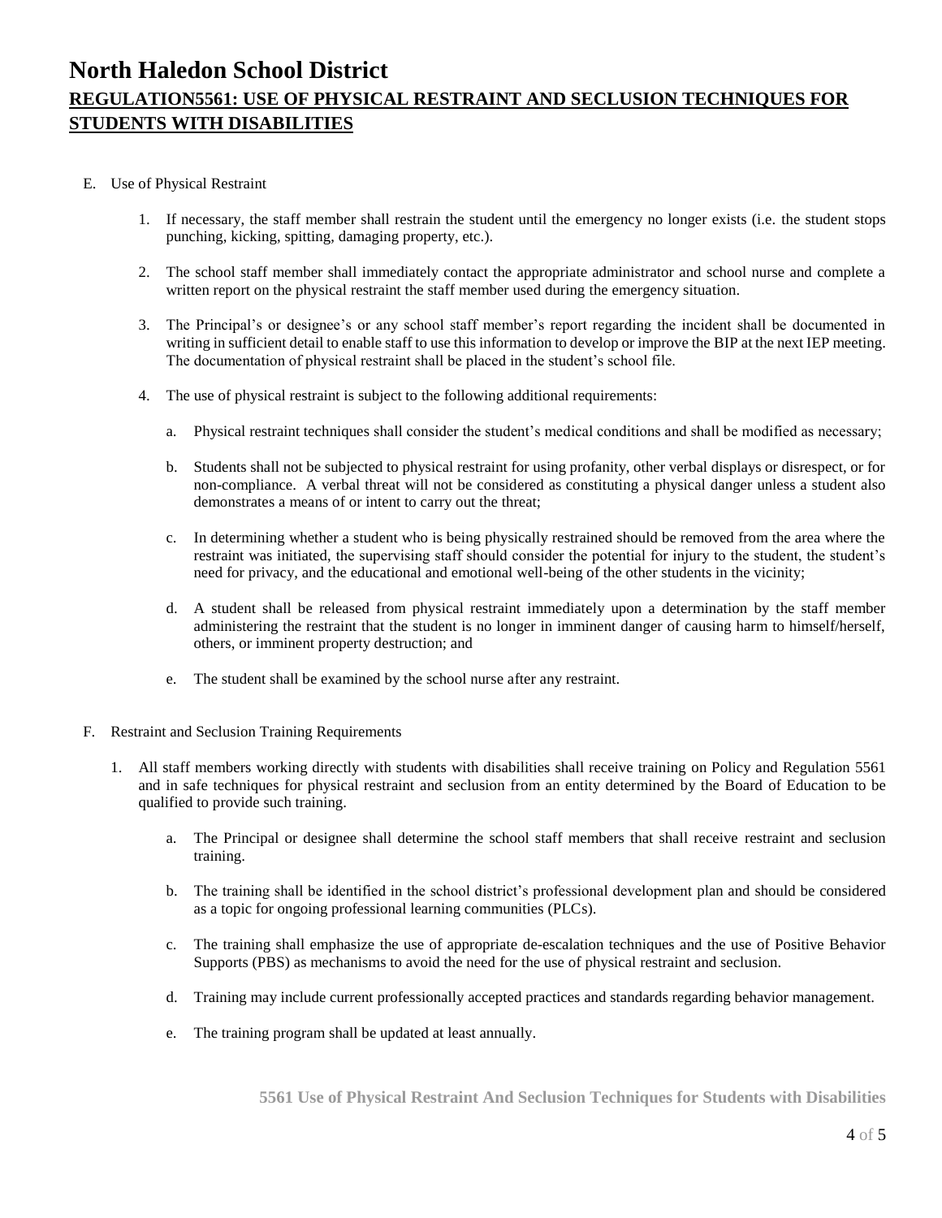# North Haledon School District

## REGULATION5561: USE OF PHYSICAL RESTRAINT AND SECLUSION TECHNIQUES FOR STUDENTS WITH DISABILITIES

E. Use of Physical Restraint

1. If necessary, the staff member shall restrain the student until the emergency no longer exists (i.e. the student stops punching, kicking, spitting, damaging property, etc.).

2. The school staff member shall immediately contact the appropriate administrator and school nurse and complete a written report on the physical restraint the staff member used during the emergency situation.

3. The Principal's or designee's or any school staff member's report regarding the incident shall be documented in writing in sufficient detail to enable staff to use this information to develop or improve the BIP at the next IEP meeting. The documentation of physical restraint shall be placed in the student's school file.

4. The use of physical restraint is subject to the following additional requirements:

   a. Physical restraint techniques shall consider the student's medical conditions and shall be modified as necessary;

   b. Students shall not be subjected to physical restraint for using profanity, other verbal displays or disrespect, or for non-compliance. A verbal threat will not be considered as constituting a physical danger unless a student also demonstrates a means of or intent to carry out the threat;

   c. In determining whether a student who is being physically restrained should be removed from the area where the restraint was initiated, the supervising staff should consider the potential for injury to the student, the student's need for privacy, and the educational and emotional well-being of the other students in the vicinity;

   d. A student shall be released from physical restraint immediately upon a determination by the staff member administering the restraint that the student is no longer in imminent danger of causing harm to himself/herself, others, or imminent property destruction; and

   e. The student shall be examined by the school nurse after any restraint.

F. Restraint and Seclusion Training Requirements

1. All staff members working directly with students with disabilities shall receive training on Policy and Regulation 5561 and in safe techniques for physical restraint and seclusion from an entity determined by the Board of Education to be qualified to provide such training.

   a. The Principal or designee shall determine the school staff members that shall receive restraint and seclusion training.

   b. The training shall be identified in the school district's professional development plan and should be considered as a topic for ongoing professional learning communities (PLCs).

   c. The training shall emphasize the use of appropriate de-escalation techniques and the use of Positive Behavior Supports (PBS) as mechanisms to avoid the need for the use of physical restraint and seclusion.

   d. Training may include current professionally accepted practices and standards regarding behavior management.

   e. The training program shall be updated at least annually.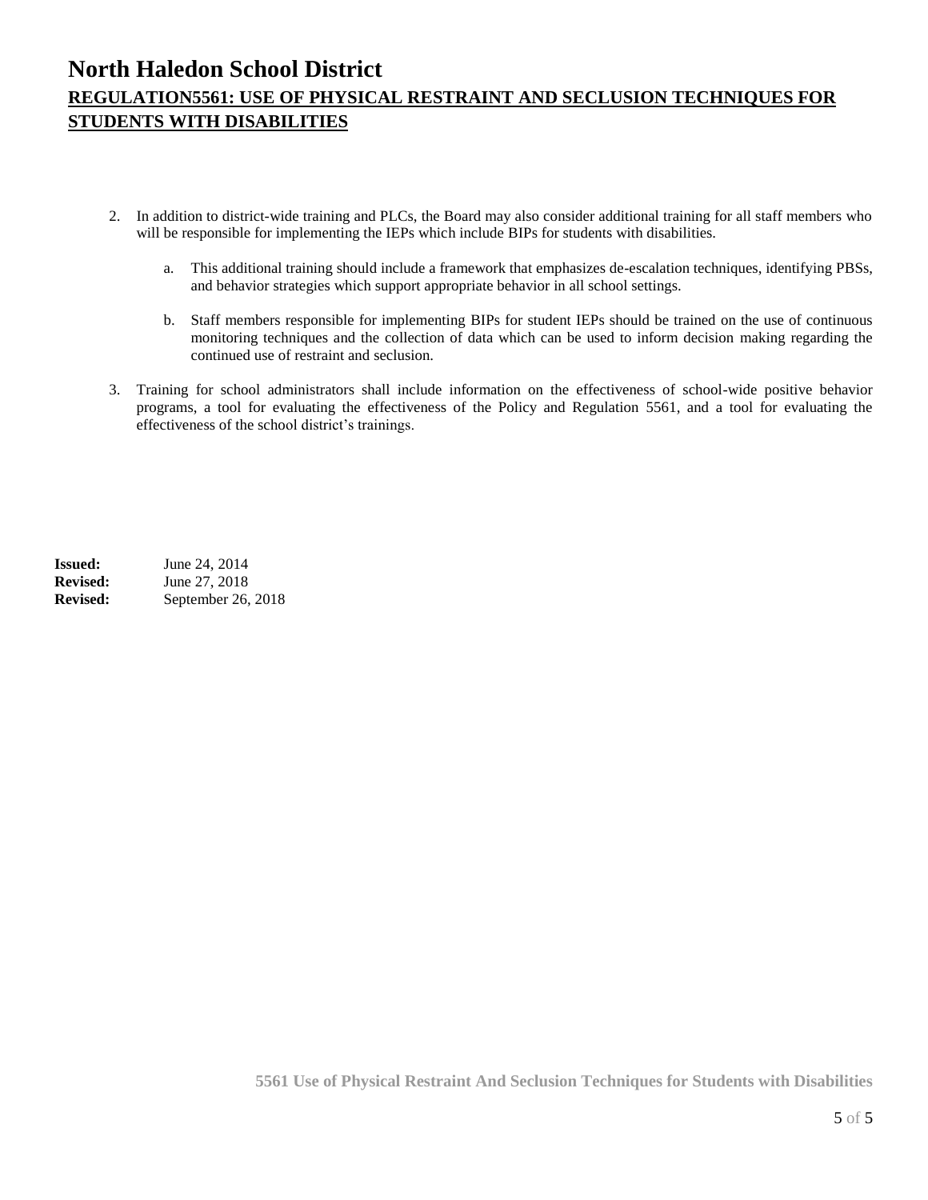2. In addition to district-wide training and PLCs, the Board may also consider additional training for all staff members who will be responsible for implementing the IEPs which include BIPs for students with disabilities.

   a. This additional training should include a framework that emphasizes de-escalation techniques, identifying PBSs, and behavior strategies which support appropriate behavior in all school settings.

   b. Staff members responsible for implementing BIPs for student IEPs should be trained on the use of continuous monitoring techniques and the collection of data which can be used to inform decision making regarding the continued use of restraint and seclusion.

3. Training for school administrators shall include information on the effectiveness of school-wide positive behavior programs, a tool for evaluating the effectiveness of the Policy and Regulation 5561, and a tool for evaluating the effectiveness of the school district's trainings.

**Issued:** June 24, 2014
**Revised:** June 27, 2018
**Revised:** September 26, 2018